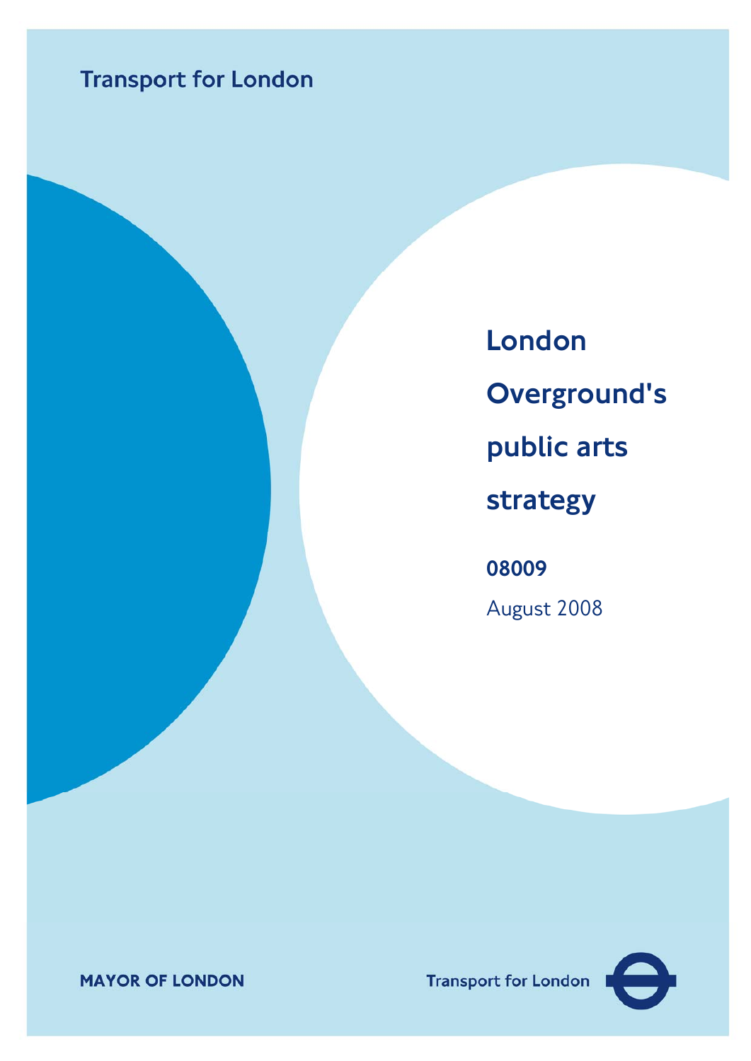Transport for London

# London Overground's public arts strategy

**08009**

August 2008

**MAYOR OF LONDON**

Transport for London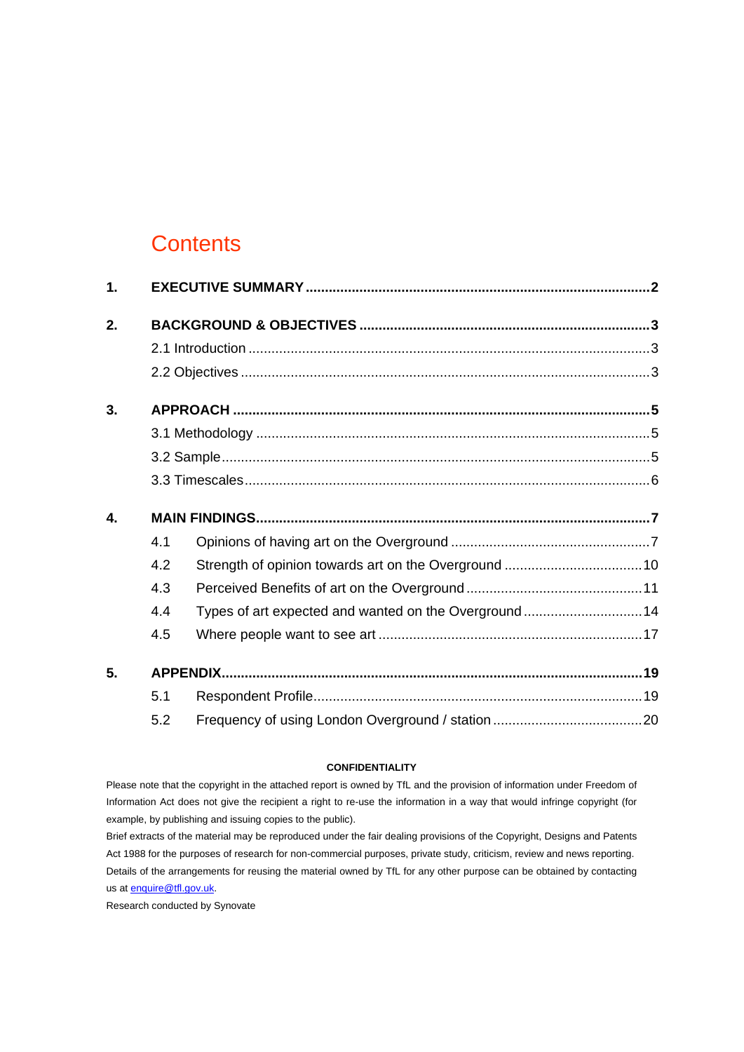# Contents

| | | |
|---|---|---|
| **1.** | **EXECUTIVE SUMMARY** | **2** |
| **2.** | **BACKGROUND & OBJECTIVES** | **3** |
| | 2.1 Introduction | 3 |
| | 2.2 Objectives | 3 |
| **3.** | **APPROACH** | **5** |
| | 3.1 Methodology | 5 |
| | 3.2 Sample | 5 |
| | 3.3 Timescales | 6 |
| **4.** | **MAIN FINDINGS** | **7** |
| | 4.1 Opinions of having art on the Overground | 7 |
| | 4.2 Strength of opinion towards art on the Overground | 10 |
| | 4.3 Perceived Benefits of art on the Overground | 11 |
| | 4.4 Types of art expected and wanted on the Overground | 14 |
| | 4.5 Where people want to see art | 17 |
| **5.** | **APPENDIX** | **19** |
| | 5.1 Respondent Profile | 19 |
| | 5.2 Frequency of using London Overground / station | 20 |

**CONFIDENTIALITY**

Please note that the copyright in the attached report is owned by TfL and the provision of information under Freedom of Information Act does not give the recipient a right to re-use the information in a way that would infringe copyright (for example, by publishing and issuing copies to the public).

Brief extracts of the material may be reproduced under the fair dealing provisions of the Copyright, Designs and Patents Act 1988 for the purposes of research for non-commercial purposes, private study, criticism, review and news reporting. Details of the arrangements for reusing the material owned by TfL for any other purpose can be obtained by contacting us at enquire@tfl.gov.uk.

Research conducted by Synovate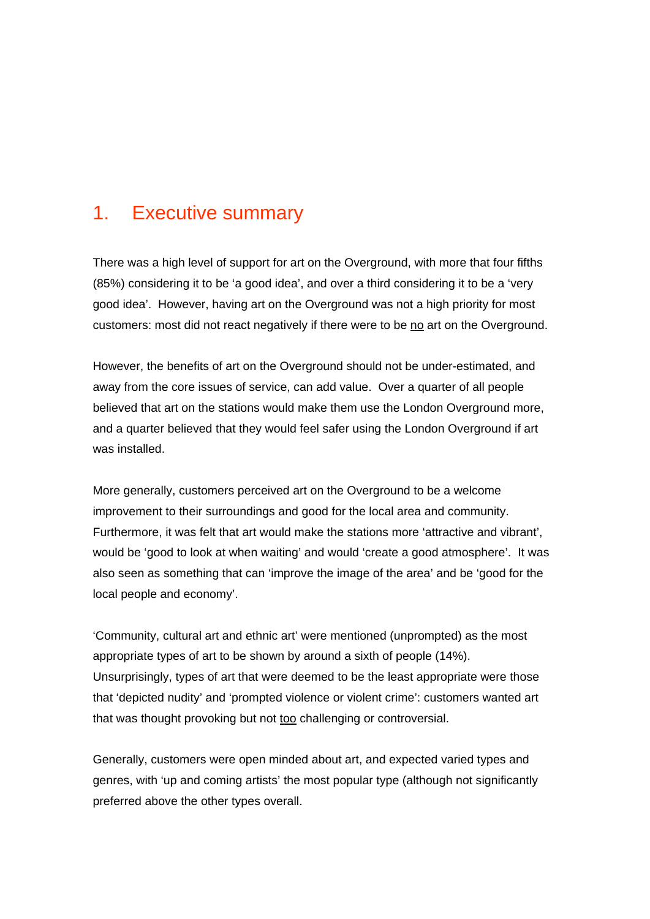# 1. Executive summary

There was a high level of support for art on the Overground, with more that four fifths (85%) considering it to be 'a good idea', and over a third considering it to be a 'very good idea'. However, having art on the Overground was not a high priority for most customers: most did not react negatively if there were to be <u>no</u> art on the Overground.

However, the benefits of art on the Overground should not be under-estimated, and away from the core issues of service, can add value. Over a quarter of all people believed that art on the stations would make them use the London Overground more, and a quarter believed that they would feel safer using the London Overground if art was installed.

More generally, customers perceived art on the Overground to be a welcome improvement to their surroundings and good for the local area and community. Furthermore, it was felt that art would make the stations more 'attractive and vibrant', would be 'good to look at when waiting' and would 'create a good atmosphere'. It was also seen as something that can 'improve the image of the area' and be 'good for the local people and economy'.

'Community, cultural art and ethnic art' were mentioned (unprompted) as the most appropriate types of art to be shown by around a sixth of people (14%). Unsurprisingly, types of art that were deemed to be the least appropriate were those that 'depicted nudity' and 'prompted violence or violent crime': customers wanted art that was thought provoking but not <u>too</u> challenging or controversial.

Generally, customers were open minded about art, and expected varied types and genres, with 'up and coming artists' the most popular type (although not significantly preferred above the other types overall.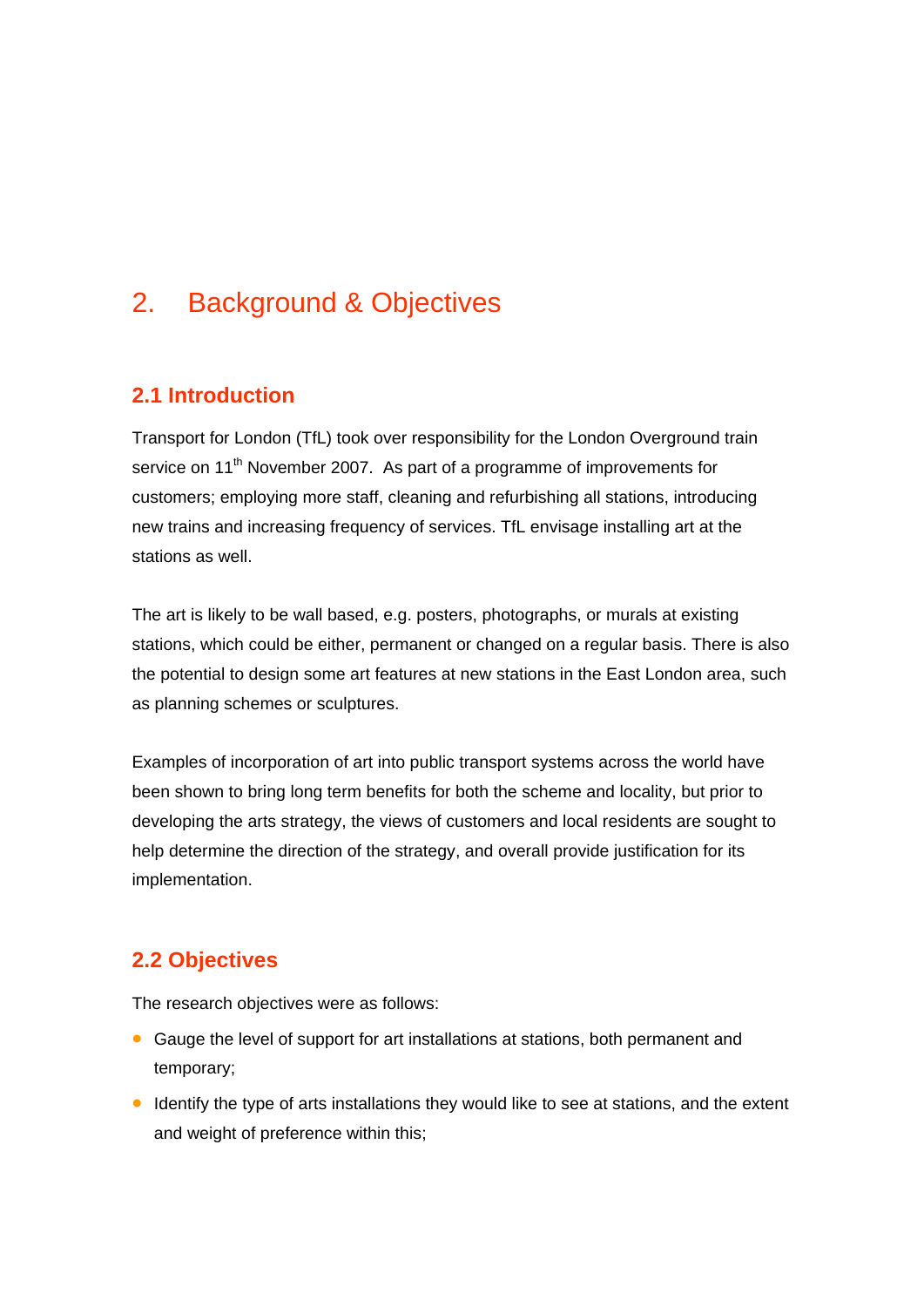# 2. Background & Objectives

## 2.1 Introduction

Transport for London (TfL) took over responsibility for the London Overground train service on 11th November 2007. As part of a programme of improvements for customers; employing more staff, cleaning and refurbishing all stations, introducing new trains and increasing frequency of services. TfL envisage installing art at the stations as well.

The art is likely to be wall based, e.g. posters, photographs, or murals at existing stations, which could be either, permanent or changed on a regular basis. There is also the potential to design some art features at new stations in the East London area, such as planning schemes or sculptures.

Examples of incorporation of art into public transport systems across the world have been shown to bring long term benefits for both the scheme and locality, but prior to developing the arts strategy, the views of customers and local residents are sought to help determine the direction of the strategy, and overall provide justification for its implementation.

## 2.2 Objectives

The research objectives were as follows:

- Gauge the level of support for art installations at stations, both permanent and temporary;
- Identify the type of arts installations they would like to see at stations, and the extent and weight of preference within this;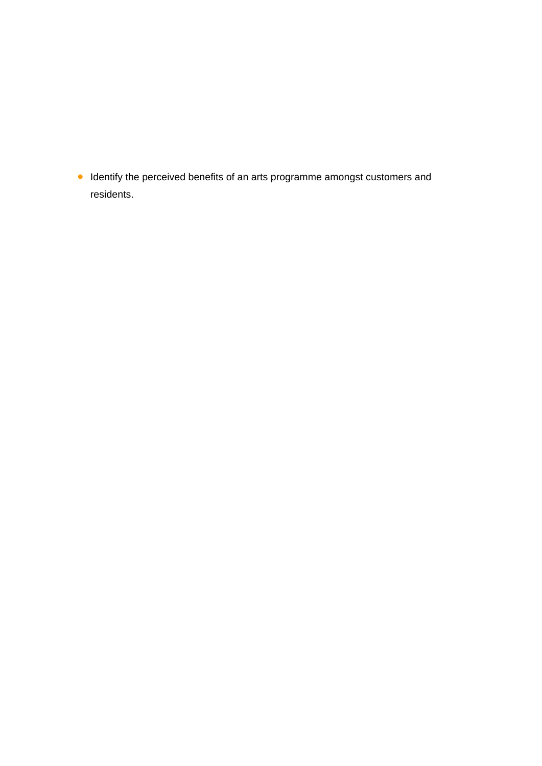- Identify the perceived benefits of an arts programme amongst customers and residents.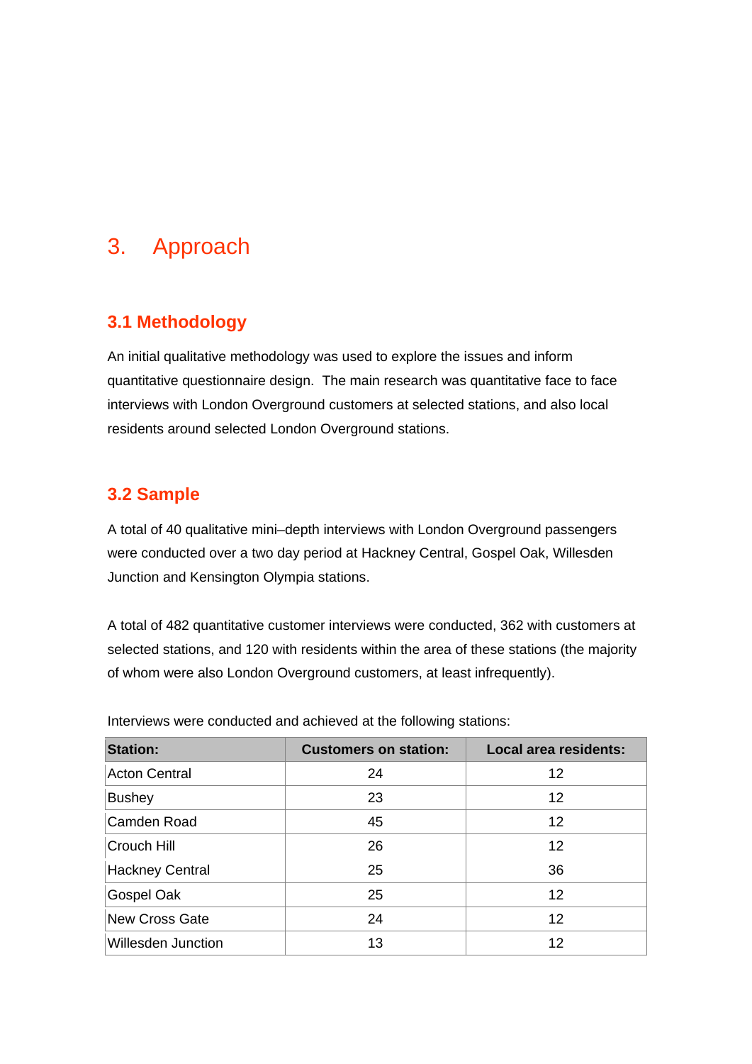# 3. Approach

## 3.1 Methodology

An initial qualitative methodology was used to explore the issues and inform quantitative questionnaire design. The main research was quantitative face to face interviews with London Overground customers at selected stations, and also local residents around selected London Overground stations.

## 3.2 Sample

A total of 40 qualitative mini–depth interviews with London Overground passengers were conducted over a two day period at Hackney Central, Gospel Oak, Willesden Junction and Kensington Olympia stations.

A total of 482 quantitative customer interviews were conducted, 362 with customers at selected stations, and 120 with residents within the area of these stations (the majority of whom were also London Overground customers, at least infrequently).

Interviews were conducted and achieved at the following stations:

| Station: | Customers on station: | Local area residents: |
|---|---|---|
| Acton Central | 24 | 12 |
| Bushey | 23 | 12 |
| Camden Road | 45 | 12 |
| Crouch Hill | 26 | 12 |
| Hackney Central | 25 | 36 |
| Gospel Oak | 25 | 12 |
| New Cross Gate | 24 | 12 |
| Willesden Junction | 13 | 12 |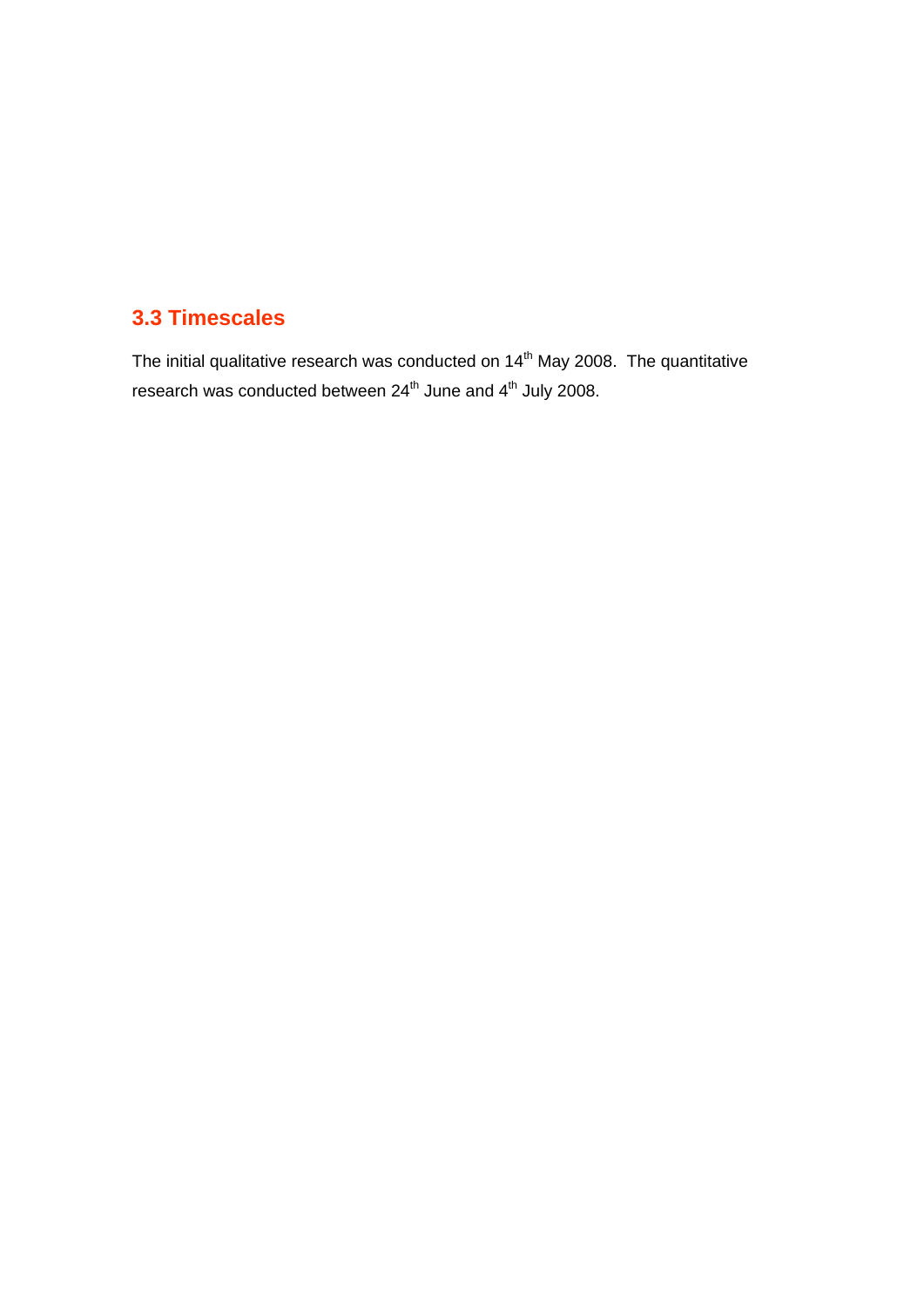## 3.3 Timescales

The initial qualitative research was conducted on 14th May 2008. The quantitative research was conducted between 24th June and 4th July 2008.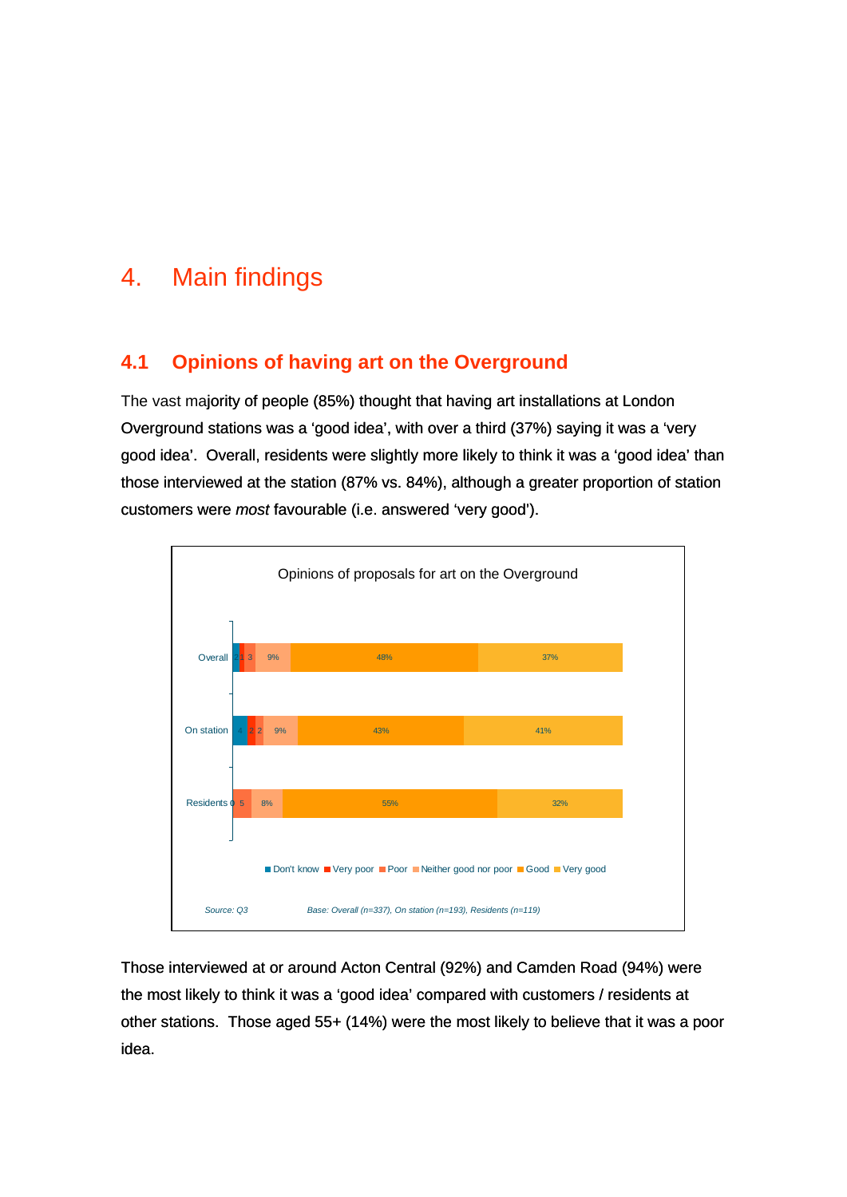# 4. Main findings

## 4.1 Opinions of having art on the Overground

The vast majority of people (85%) thought that having art installations at London Overground stations was a 'good idea', with over a third (37%) saying it was a 'very good idea'. Overall, residents were slightly more likely to think it was a 'good idea' than those interviewed at the station (87% vs. 84%), although a greater proportion of station customers were *most* favourable (i.e. answered 'very good').

Opinions of proposals for art on the Overground

| | Don't know | Very poor | Poor | Neither good nor poor | Good | Very good |
|---|---|---|---|---|---|---|
| Overall | 2 | 1 | 3 | 9% | 48% | 37% |
| On station | 4 | 2 | 2 | 9% | 43% | 41% |
| Residents | 0 | | 5 | 8% | 55% | 32% |

*Source: Q3* *Base: Overall (n=337), On station (n=193), Residents (n=119)*

Those interviewed at or around Acton Central (92%) and Camden Road (94%) were the most likely to think it was a 'good idea' compared with customers / residents at other stations. Those aged 55+ (14%) were the most likely to believe that it was a poor idea.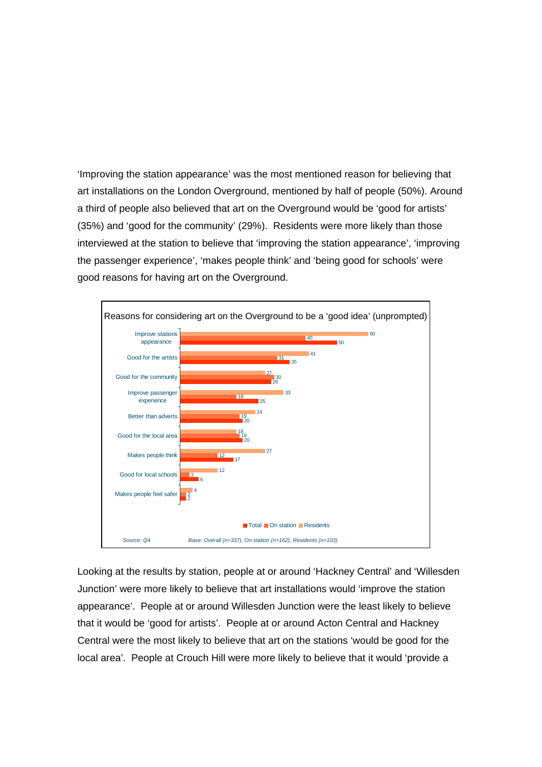'Improving the station appearance' was the most mentioned reason for believing that art installations on the London Overground, mentioned by half of people (50%). Around a third of people also believed that art on the Overground would be 'good for artists' (35%) and 'good for the community' (29%). Residents were more likely than those interviewed at the station to believe that 'improving the station appearance', 'improving the passenger experience', 'makes people think' and 'being good for schools' were good reasons for having art on the Overground.

Reasons for considering art on the Overground to be a 'good idea' (unprompted)

| Reason | Total | On station | Residents |
| --- | --- | --- | --- |
| Improve stations appearance | 50 | 40 | 60 |
| Good for the artists | 35 | 31 | 41 |
| Good for the community | 29 | 30 | 27 |
| Improve passenger experience | 25 | 18 | 33 |
| Better than adverts | 20 | 19 | 24 |
| Good for the local area | 20 | 19 | 18 |
| Makes people think | 17 | 12 | 27 |
| Good for local schools | 6 | 3 | 12 |
| Makes people feel safer | 2 | 2 | 4 |

*Source: Q4* *Base: Overall (n=337), On station (n=162), Residents (n=103)*

Looking at the results by station, people at or around 'Hackney Central' and 'Willesden Junction' were more likely to believe that art installations would 'improve the station appearance'. People at or around Willesden Junction were the least likely to believe that it would be 'good for artists'. People at or around Acton Central and Hackney Central were the most likely to believe that art on the stations 'would be good for the local area'. People at Crouch Hill were more likely to believe that it would 'provide a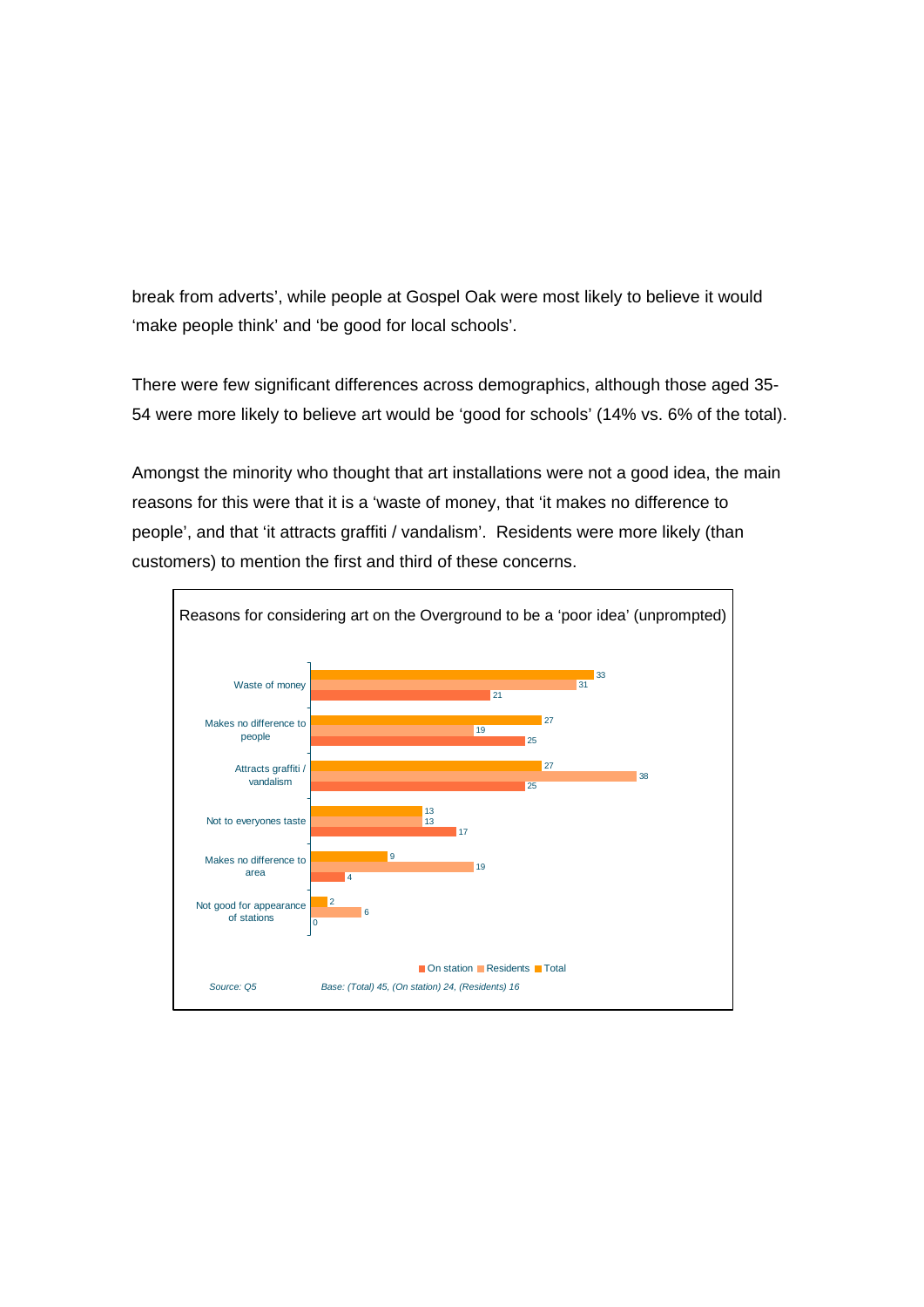break from adverts', while people at Gospel Oak were most likely to believe it would 'make people think' and 'be good for local schools'.

There were few significant differences across demographics, although those aged 35-54 were more likely to believe art would be 'good for schools' (14% vs. 6% of the total).

Amongst the minority who thought that art installations were not a good idea, the main reasons for this were that it is a 'waste of money, that 'it makes no difference to people', and that 'it attracts graffiti / vandalism'. Residents were more likely (than customers) to mention the first and third of these concerns.

**Reasons for considering art on the Overground to be a 'poor idea' (unprompted)**

| | Total | Residents | On station |
|---|---|---|---|
| Waste of money | 33 | 31 | 21 |
| Makes no difference to people | 27 | 19 | 25 |
| Attracts graffiti / vandalism | 27 | 38 | 25 |
| Not to everyones taste | 13 | 13 | 17 |
| Makes no difference to area | 9 | 19 | 4 |
| Not good for appearance of stations | 2 | 6 | 0 |

*Source: Q5*   *Base: (Total) 45, (On station) 24, (Residents) 16*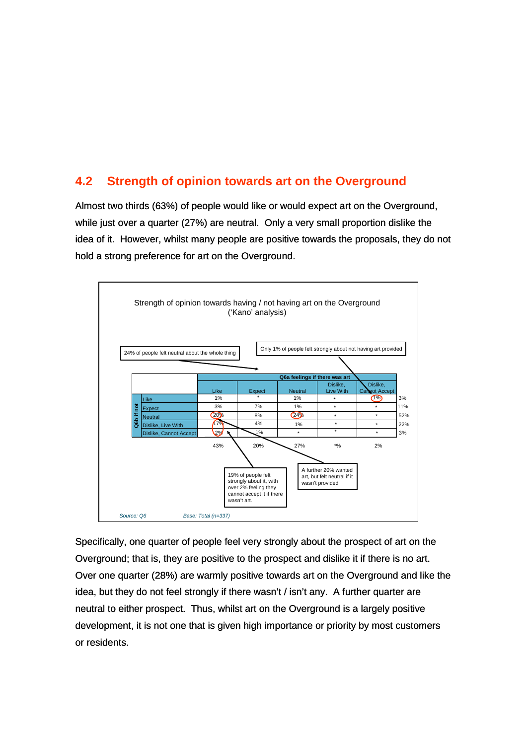## 4.2 Strength of opinion towards art on the Overground

Almost two thirds (63%) of people would like or would expect art on the Overground, while just over a quarter (27%) are neutral. Only a very small proportion dislike the idea of it. However, whilst many people are positive towards the proposals, they do not hold a strong preference for art on the Overground.

Strength of opinion towards having / not having art on the Overground
('Kano' analysis)

24% of people felt neutral about the whole thing

Only 1% of people felt strongly about not having art provided

| Q6b if not | Q6a feelings if there was art: Like | Expect | Neutral | Dislike, Live With | Dislike, Cannot Accept | |
|---|---|---|---|---|---|---|
| Like | 1% | * | 1% | * | 1% | 3% |
| Expect | 3% | 7% | 1% | * | * | 11% |
| Neutral | 20% | 8% | 24% | * | * | 52% |
| Dislike, Live With | 17% | 4% | 1% | * | * | 22% |
| Dislike, Cannot Accept | 2% | 1% | * | * | * | 3% |
| | 43% | 20% | 27% | *% | 2% | |

19% of people felt strongly about it, with over 2% feeling they cannot accept it if there wasn't art.

A further 20% wanted art, but felt neutral if it wasn't provided

*Source: Q6* *Base: Total (n=337)*

Specifically, one quarter of people feel very strongly about the prospect of art on the Overground; that is, they are positive to the prospect and dislike it if there is no art. Over one quarter (28%) are warmly positive towards art on the Overground and like the idea, but they do not feel strongly if there wasn't / isn't any. A further quarter are neutral to either prospect. Thus, whilst art on the Overground is a largely positive development, it is not one that is given high importance or priority by most customers or residents.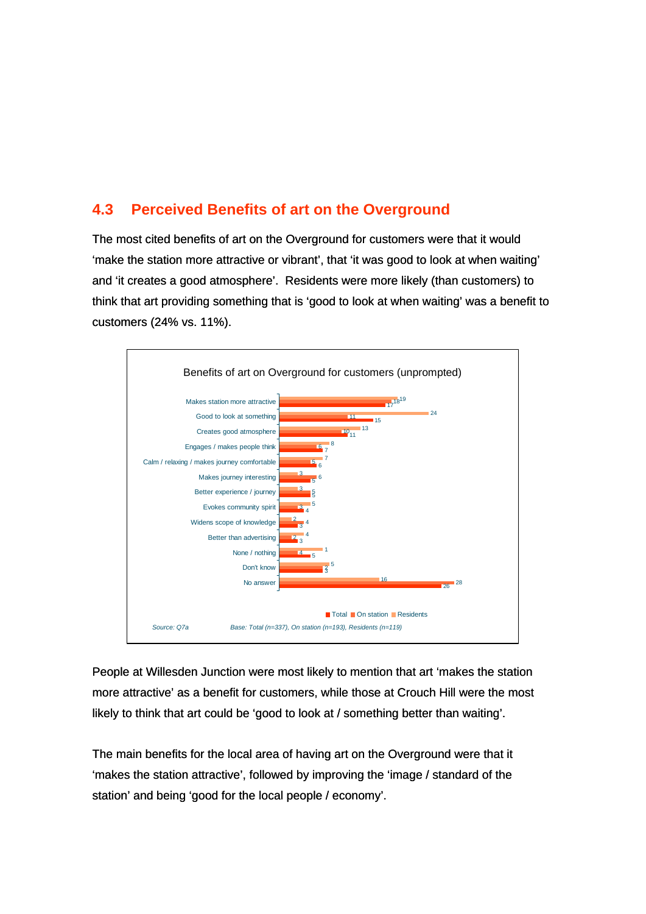## 4.3 Perceived Benefits of art on the Overground

The most cited benefits of art on the Overground for customers were that it would 'make the station more attractive or vibrant', that 'it was good to look at when waiting' and 'it creates a good atmosphere'. Residents were more likely (than customers) to think that art providing something that is 'good to look at when waiting' was a benefit to customers (24% vs. 11%).

**Benefits of art on Overground for customers (unprompted)**

| | Total | On station | Residents |
|---|---|---|---|
| Makes station more attractive | 17 | 18 | 19 |
| Good to look at something | 15 | 11 | 24 |
| Creates good atmosphere | 11 | 10 | 13 |
| Engages / makes people think | 7 | 6 | 8 |
| Calm / relaxing / makes journey comfortable | 6 | 5 | 7 |
| Makes journey interesting | 5 | 6 | 3 |
| Better experience / journey | 5 | 5 | 3 |
| Evokes community spirit | 4 | 3 | 5 |
| Widens scope of knowledge | 3 | 4 | 2 |
| Better than advertising | 3 | 2 | 4 |
| None / nothing | 5 | 4 | 1 |
| Don't know | 3 | 2 | 5 |
| No answer | 26 | 28 | 16 |

*Source: Q7a* *Base: Total (n=337), On station (n=193), Residents (n=119)*

People at Willesden Junction were most likely to mention that art 'makes the station more attractive' as a benefit for customers, while those at Crouch Hill were the most likely to think that art could be 'good to look at / something better than waiting'.

The main benefits for the local area of having art on the Overground were that it 'makes the station attractive', followed by improving the 'image / standard of the station' and being 'good for the local people / economy'.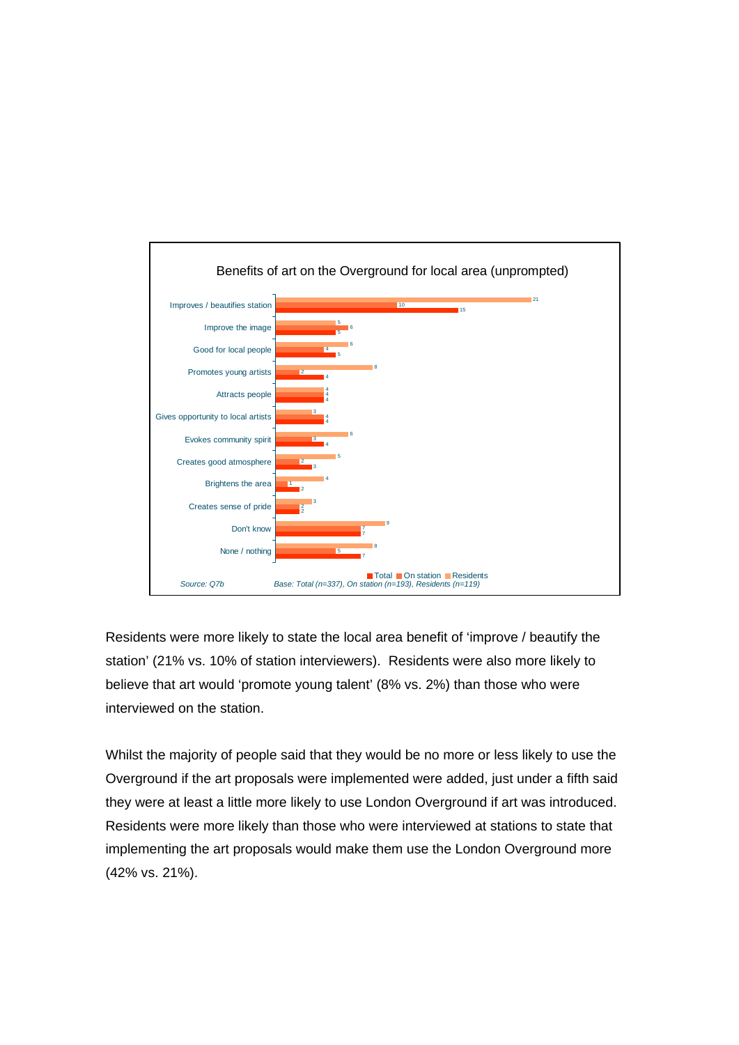Benefits of art on the Overground for local area (unprompted)

| | Total | On station | Residents |
|---|---|---|---|
| Improves / beautifies station | 15 | 10 | 21 |
| Improve the image | 5 | 6 | 5 |
| Good for local people | 5 | 4 | 6 |
| Promotes young artists | 4 | 2 | 8 |
| Attracts people | 4 | 4 | 4 |
| Gives opportunity to local artists | 4 | 4 | 3 |
| Evokes community spirit | 4 | 3 | 6 |
| Creates good atmosphere | 3 | 2 | 5 |
| Brightens the area | 2 | 1 | 4 |
| Creates sense of pride | 2 | 2 | 3 |
| Don't know | 7 | 7 | 9 |
| None / nothing | 7 | 5 | 8 |

*Source: Q7b* *Base: Total (n=337), On station (n=193), Residents (n=119)*

Residents were more likely to state the local area benefit of 'improve / beautify the station' (21% vs. 10% of station interviewers). Residents were also more likely to believe that art would 'promote young talent' (8% vs. 2%) than those who were interviewed on the station.

Whilst the majority of people said that they would be no more or less likely to use the Overground if the art proposals were implemented were added, just under a fifth said they were at least a little more likely to use London Overground if art was introduced. Residents were more likely than those who were interviewed at stations to state that implementing the art proposals would make them use the London Overground more (42% vs. 21%).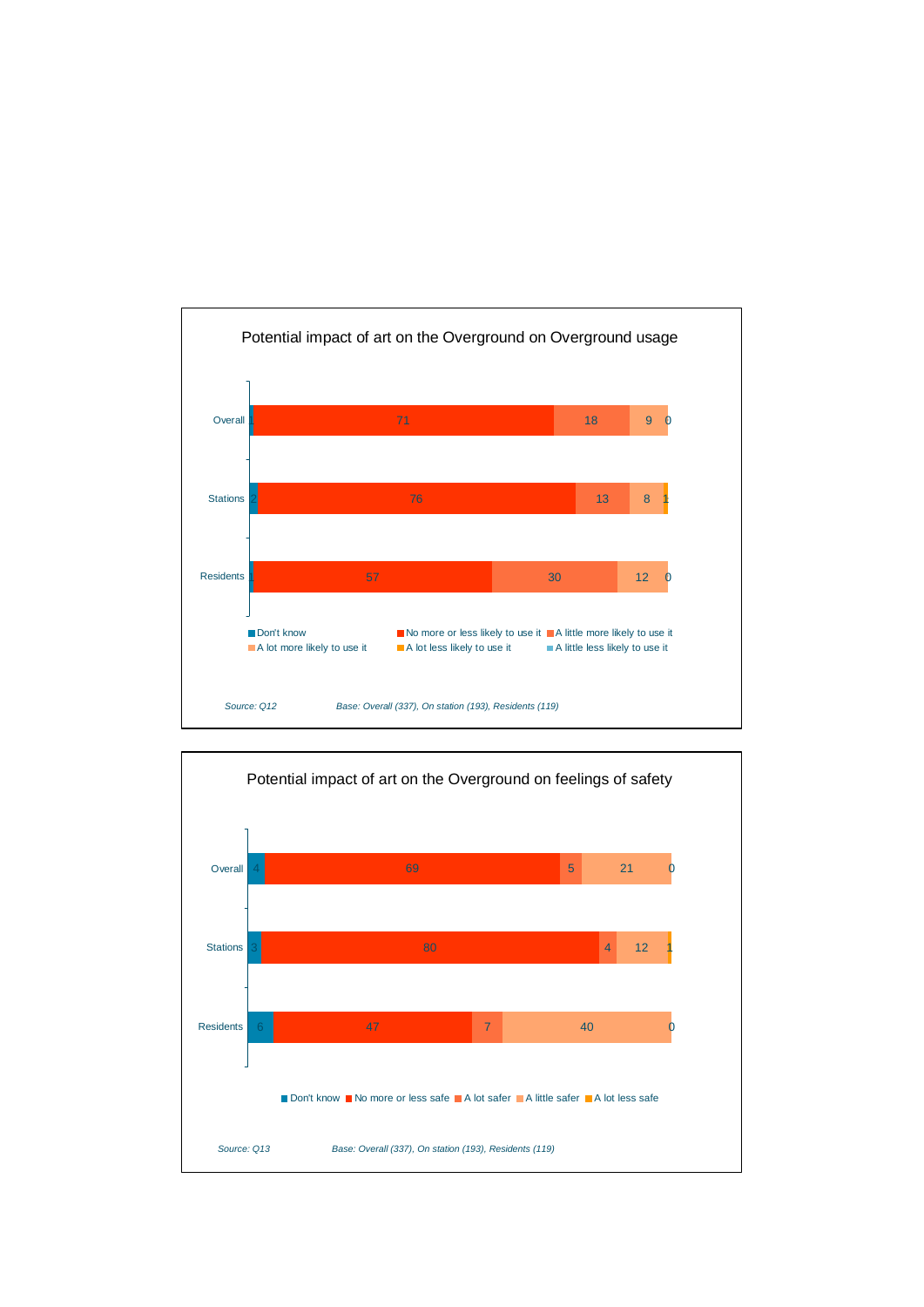## Potential impact of art on the Overground on Overground usage

| | Don't know | No more or less likely to use it | A little more likely to use it | A lot more likely to use it | A lot less likely to use it | A little less likely to use it |
|---|---|---|---|---|---|---|
| Overall | 1 | 71 | 18 | 9 | 0 | |
| Stations | 2 | 76 | 13 | 8 | 1 | |
| Residents | 1 | 57 | 30 | 12 | 0 | |

*Source: Q12* *Base: Overall (337), On station (193), Residents (119)*

## Potential impact of art on the Overground on feelings of safety

| | Don't know | No more or less safe | A lot safer | A little safer | A lot less safe |
|---|---|---|---|---|---|
| Overall | 4 | 69 | 5 | 21 | 0 |
| Stations | 3 | 80 | 4 | 12 | 1 |
| Residents | 6 | 47 | 7 | 40 | 0 |

*Source: Q13* *Base: Overall (337), On station (193), Residents (119)*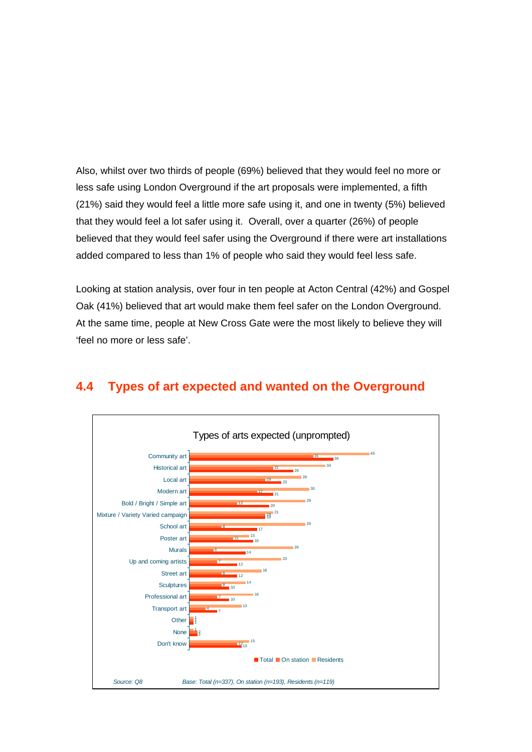Also, whilst over two thirds of people (69%) believed that they would feel no more or less safe using London Overground if the art proposals were implemented, a fifth (21%) said they would feel a little more safe using it, and one in twenty (5%) believed that they would feel a lot safer using it. Overall, over a quarter (26%) of people believed that they would feel safer using the Overground if there were art installations added compared to less than 1% of people who said they would feel less safe.

Looking at station analysis, over four in ten people at Acton Central (42%) and Gospel Oak (41%) believed that art would make them feel safer on the London Overground. At the same time, people at New Cross Gate were the most likely to believe they will 'feel no more or less safe'.

## 4.4 Types of art expected and wanted on the Overground

**Types of arts expected (unprompted)**

| | Total | On station | Residents |
|---|---|---|---|
| Community art | 36 | 31 | 45 |
| Historical art | 26 | 21 | 34 |
| Local art | 23 | 19 | 28 |
| Modern art | 21 | 17 | 30 |
| Bold / Bright / Simple art | 20 | 12 | 29 |
| Mixture / Variety Varied campaign | 19 | 19 | 21 |
| School art | 17 | 8 | 29 |
| Poster art | 16 | 11 | 15 |
| Murals | 14 | 6 | 26 |
| Up and coming artists | 12 | 7 | 23 |
| Street art | 12 | 8 | 18 |
| Sculptures | 10 | 8 | 14 |
| Professional art | 10 | 7 | 16 |
| Transport art | 7 | 4 | 13 |
| Other | 1 | 1 | 1 |
| None | 2 | 2 | 1 |
| Don't know | 13 | 12 | 15 |

*Source: Q8* *Base: Total (n=337), On station (n=193), Residents (n=119)*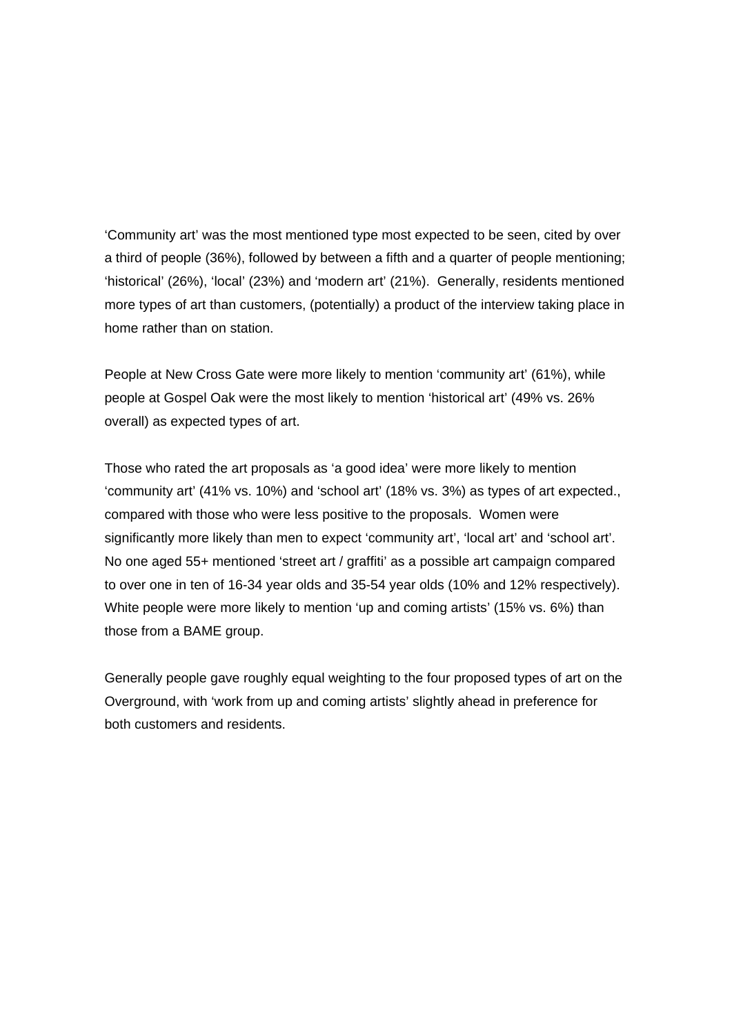'Community art' was the most mentioned type most expected to be seen, cited by over a third of people (36%), followed by between a fifth and a quarter of people mentioning; 'historical' (26%), 'local' (23%) and 'modern art' (21%). Generally, residents mentioned more types of art than customers, (potentially) a product of the interview taking place in home rather than on station.

People at New Cross Gate were more likely to mention 'community art' (61%), while people at Gospel Oak were the most likely to mention 'historical art' (49% vs. 26% overall) as expected types of art.

Those who rated the art proposals as 'a good idea' were more likely to mention 'community art' (41% vs. 10%) and 'school art' (18% vs. 3%) as types of art expected., compared with those who were less positive to the proposals. Women were significantly more likely than men to expect 'community art', 'local art' and 'school art'. No one aged 55+ mentioned 'street art / graffiti' as a possible art campaign compared to over one in ten of 16-34 year olds and 35-54 year olds (10% and 12% respectively). White people were more likely to mention 'up and coming artists' (15% vs. 6%) than those from a BAME group.

Generally people gave roughly equal weighting to the four proposed types of art on the Overground, with 'work from up and coming artists' slightly ahead in preference for both customers and residents.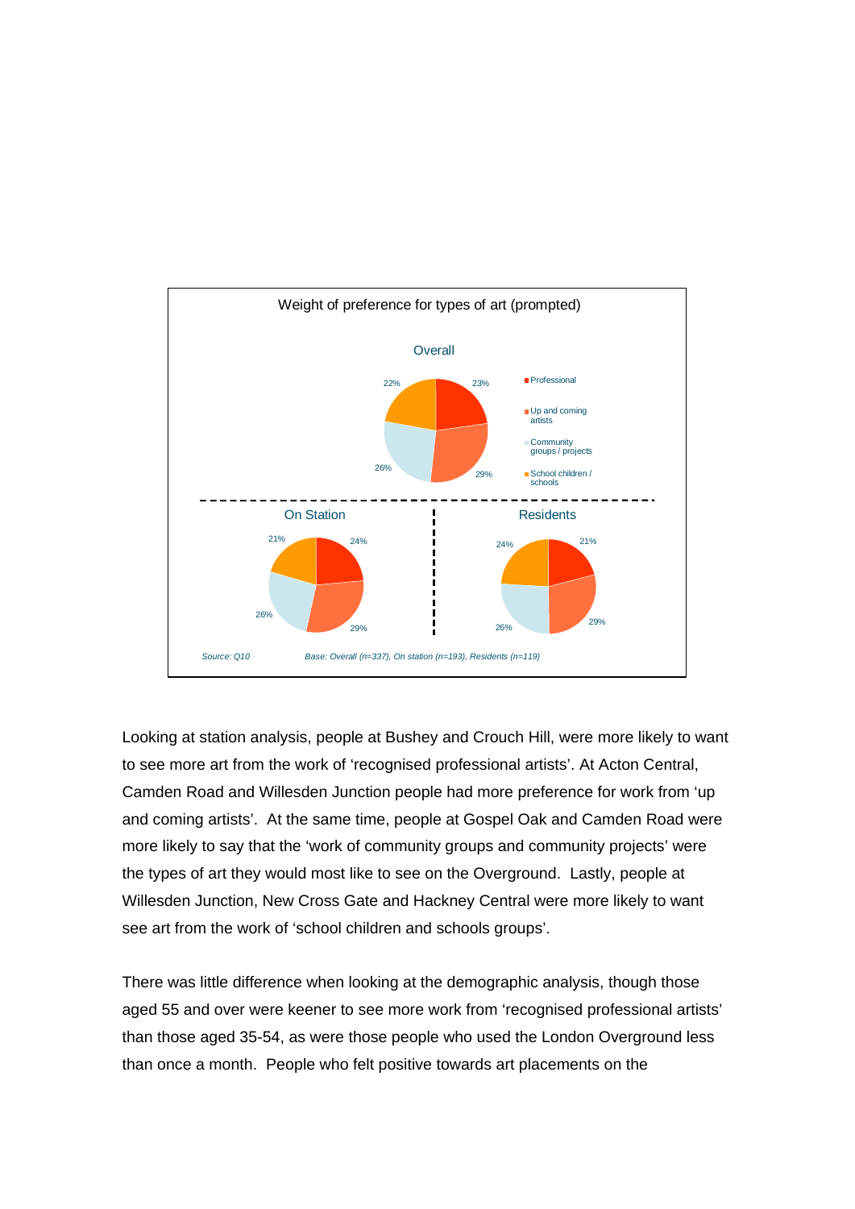Weight of preference for types of art (prompted)

**Overall**

| Type of art | Overall | On Station | Residents |
|---|---|---|---|
| Professional | 23% | 24% | 21% |
| Up and coming artists | 29% | 29% | 29% |
| Community groups / projects | 26% | 26% | 26% |
| School children / schools | 22% | 21% | 24% |

*Source: Q10*

*Base: Overall (n=337), On station (n=193), Residents (n=119)*

Looking at station analysis, people at Bushey and Crouch Hill, were more likely to want to see more art from the work of 'recognised professional artists'. At Acton Central, Camden Road and Willesden Junction people had more preference for work from 'up and coming artists'. At the same time, people at Gospel Oak and Camden Road were more likely to say that the 'work of community groups and community projects' were the types of art they would most like to see on the Overground. Lastly, people at Willesden Junction, New Cross Gate and Hackney Central were more likely to want see art from the work of 'school children and schools groups'.

There was little difference when looking at the demographic analysis, though those aged 55 and over were keener to see more work from 'recognised professional artists' than those aged 35-54, as were those people who used the London Overground less than once a month. People who felt positive towards art placements on the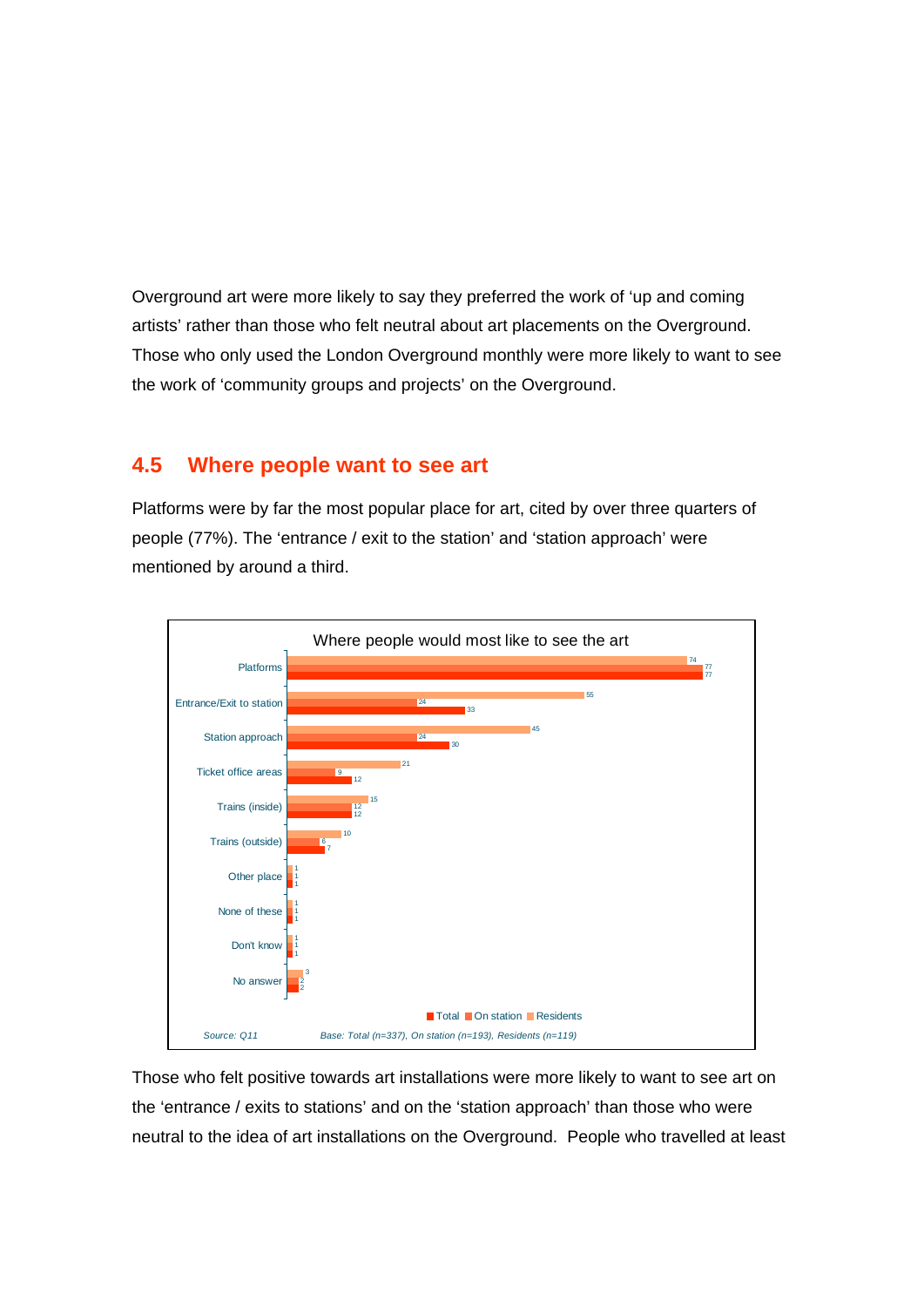Overground art were more likely to say they preferred the work of 'up and coming artists' rather than those who felt neutral about art placements on the Overground. Those who only used the London Overground monthly were more likely to want to see the work of 'community groups and projects' on the Overground.

## 4.5 Where people want to see art

Platforms were by far the most popular place for art, cited by over three quarters of people (77%). The 'entrance / exit to the station' and 'station approach' were mentioned by around a third.

**Where people would most like to see the art**

| | Total | On station | Residents |
|---|---|---|---|
| Platforms | 77 | 77 | 74 |
| Entrance/Exit to station | 33 | 24 | 55 |
| Station approach | 30 | 24 | 45 |
| Ticket office areas | 12 | 9 | 21 |
| Trains (inside) | 12 | 12 | 15 |
| Trains (outside) | 7 | 6 | 10 |
| Other place | 1 | 1 | 1 |
| None of these | 1 | 1 | 1 |
| Don't know | 1 | 1 | 1 |
| No answer | 2 | 2 | 3 |

*Source: Q11* *Base: Total (n=337), On station (n=193), Residents (n=119)*

Those who felt positive towards art installations were more likely to want to see art on the 'entrance / exits to stations' and on the 'station approach' than those who were neutral to the idea of art installations on the Overground. People who travelled at least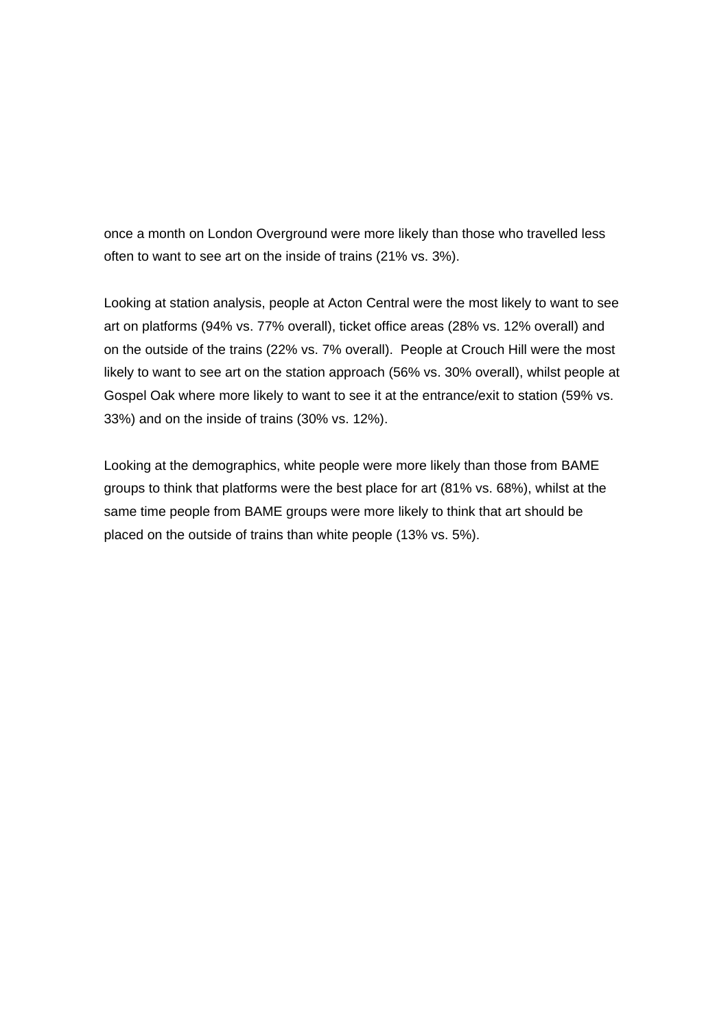once a month on London Overground were more likely than those who travelled less often to want to see art on the inside of trains (21% vs. 3%).

Looking at station analysis, people at Acton Central were the most likely to want to see art on platforms (94% vs. 77% overall), ticket office areas (28% vs. 12% overall) and on the outside of the trains (22% vs. 7% overall).  People at Crouch Hill were the most likely to want to see art on the station approach (56% vs. 30% overall), whilst people at Gospel Oak where more likely to want to see it at the entrance/exit to station (59% vs. 33%) and on the inside of trains (30% vs. 12%).

Looking at the demographics, white people were more likely than those from BAME groups to think that platforms were the best place for art (81% vs. 68%), whilst at the same time people from BAME groups were more likely to think that art should be placed on the outside of trains than white people (13% vs. 5%).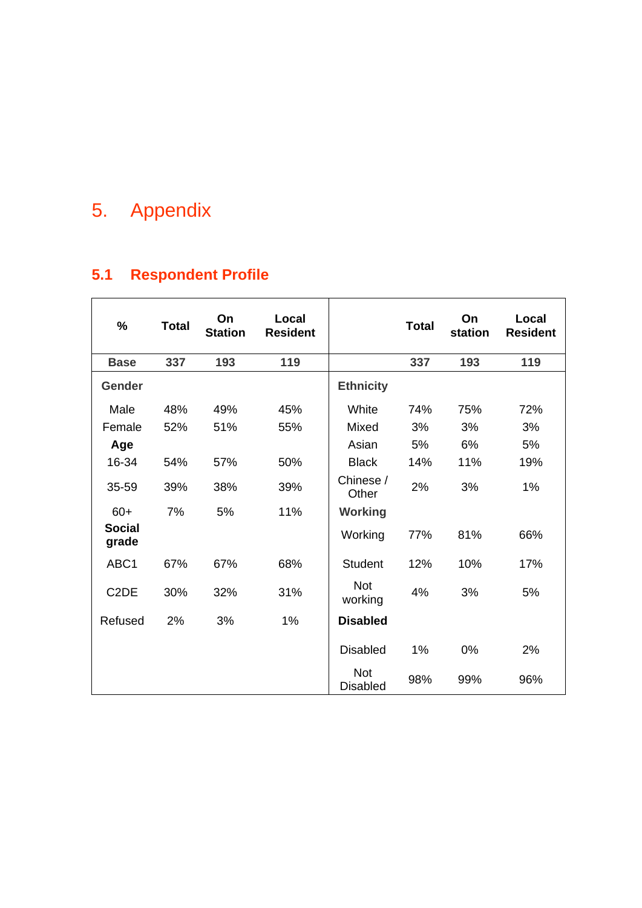# 5. Appendix

## 5.1 Respondent Profile

| % | Total | On Station | Local Resident | | Total | On station | Local Resident |
|---|---|---|---|---|---|---|---|
| **Base** | **337** | **193** | **119** | | **337** | **193** | **119** |
| **Gender** | | | | **Ethnicity** | | | |
| Male | 48% | 49% | 45% | White | 74% | 75% | 72% |
| Female | 52% | 51% | 55% | Mixed | 3% | 3% | 3% |
| **Age** | | | | Asian | 5% | 6% | 5% |
| 16-34 | 54% | 57% | 50% | Black | 14% | 11% | 19% |
| 35-59 | 39% | 38% | 39% | Chinese / Other | 2% | 3% | 1% |
| 60+ | 7% | 5% | 11% | **Working** | | | |
| **Social grade** | | | | Working | 77% | 81% | 66% |
| ABC1 | 67% | 67% | 68% | Student | 12% | 10% | 17% |
| C2DE | 30% | 32% | 31% | Not working | 4% | 3% | 5% |
| Refused | 2% | 3% | 1% | **Disabled** | | | |
| | | | | Disabled | 1% | 0% | 2% |
| | | | | Not Disabled | 98% | 99% | 96% |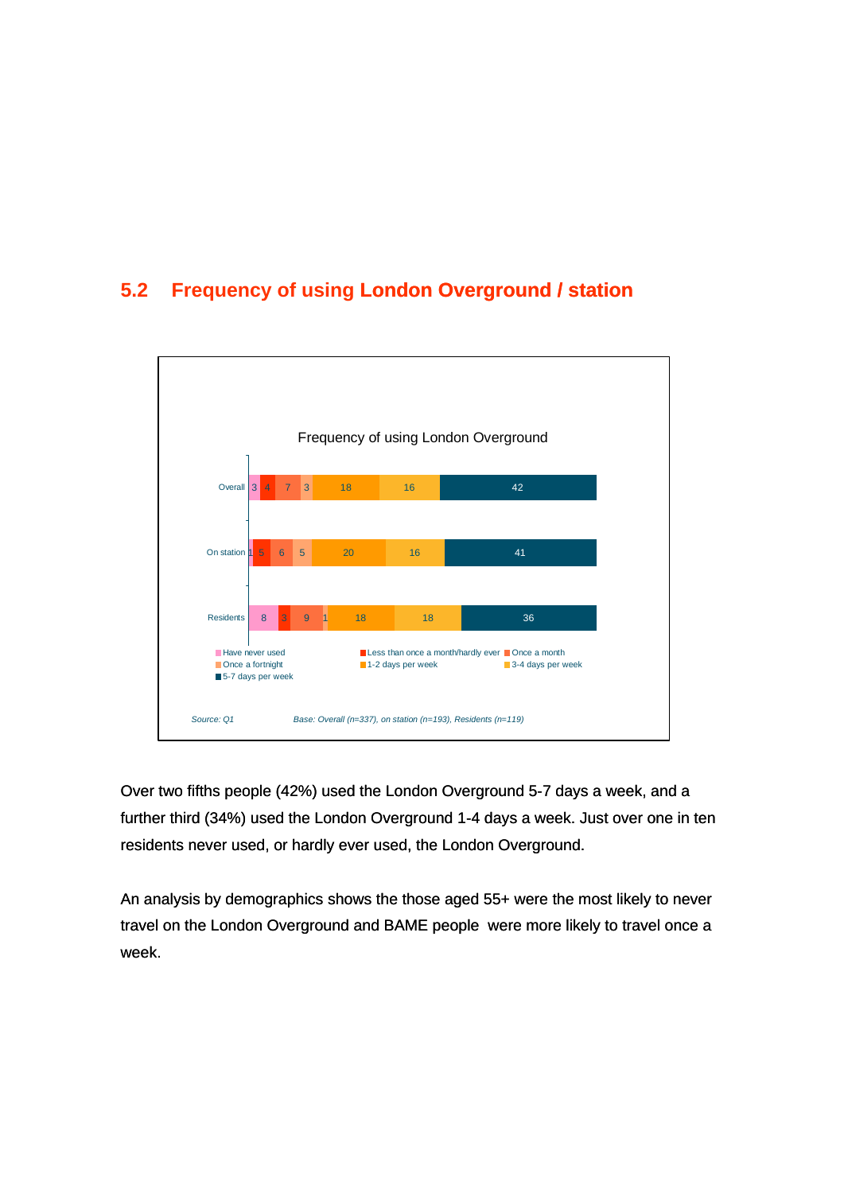## 5.2 Frequency of using London Overground / station

**Frequency of using London Overground**

| | Have never used | Less than once a month/hardly ever | Once a month | Once a fortnight | 1-2 days per week | 3-4 days per week | 5-7 days per week |
|---|---|---|---|---|---|---|---|
| Overall | 3 | 4 | 7 | 3 | 18 | 16 | 42 |
| On station | 1 | 5 | 6 | 5 | 20 | 16 | 41 |
| Residents | 8 | 3 | 9 | 1 | 18 | 18 | 36 |

*Source: Q1* *Base: Overall (n=337), on station (n=193), Residents (n=119)*

Over two fifths people (42%) used the London Overground 5-7 days a week, and a further third (34%) used the London Overground 1-4 days a week. Just over one in ten residents never used, or hardly ever used, the London Overground.

An analysis by demographics shows the those aged 55+ were the most likely to never travel on the London Overground and BAME people were more likely to travel once a week.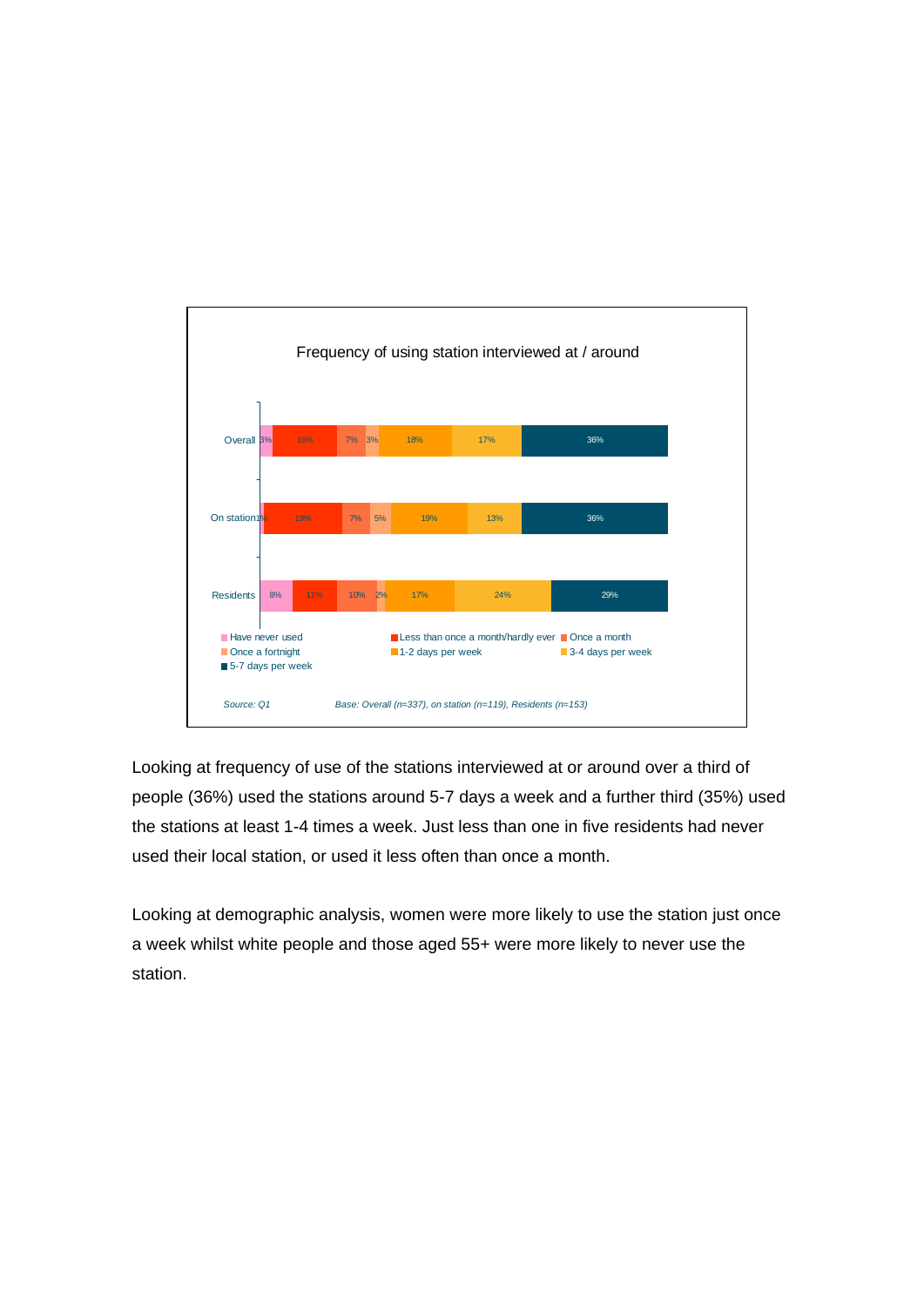Frequency of using station interviewed at / around

Overall: 3% | 16% | 7% | 3% | 18% | 17% | 36%

On station: 1% | 19% | 7% | 5% | 19% | 13% | 36%

Residents: 8% | 11% | 10% | 2% | 17% | 24% | 29%

Have never used
Less than once a month/hardly ever
Once a month
Once a fortnight
1-2 days per week
3-4 days per week
5-7 days per week

*Source: Q1*

*Base: Overall (n=337), on station (n=119), Residents (n=153)*

Looking at frequency of use of the stations interviewed at or around over a third of people (36%) used the stations around 5-7 days a week and a further third (35%) used the stations at least 1-4 times a week. Just less than one in five residents had never used their local station, or used it less often than once a month.

Looking at demographic analysis, women were more likely to use the station just once a week whilst white people and those aged 55+ were more likely to never use the station.